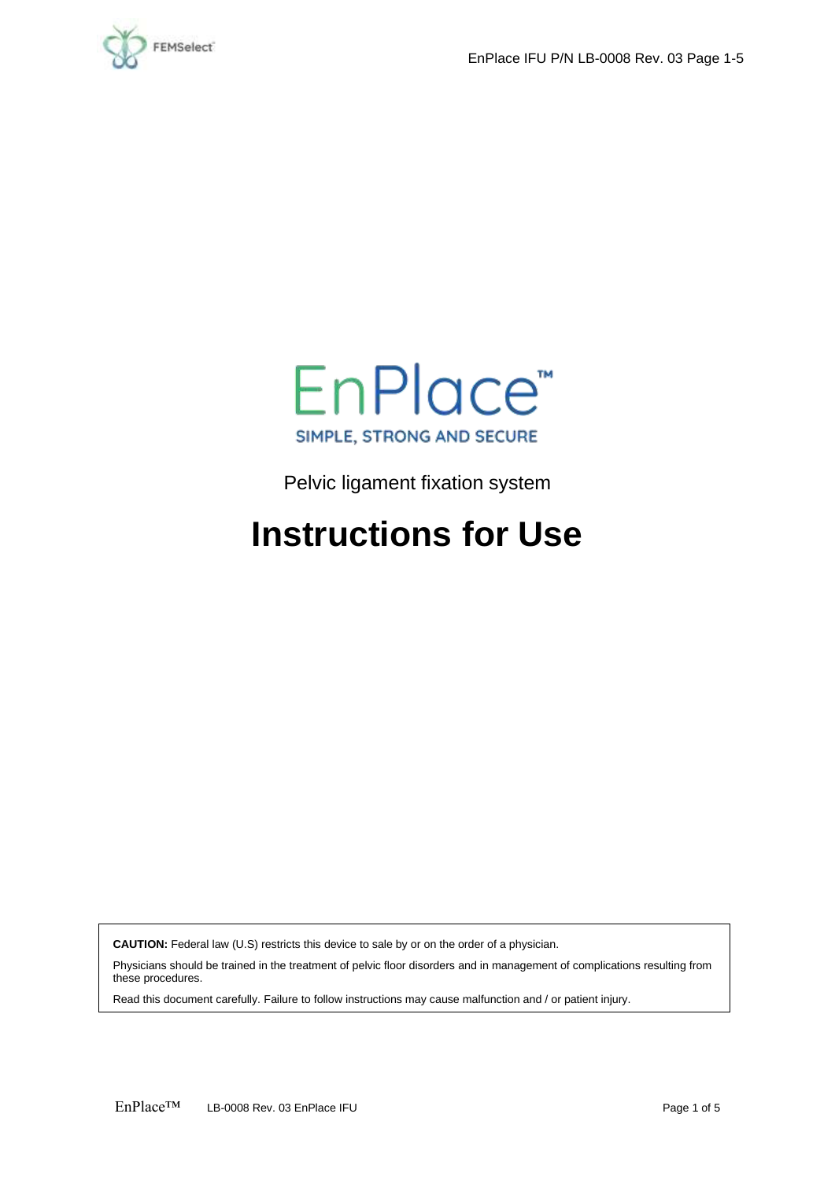# EnPlace™

SIMPLE, STRONG AND SECURE

Pelvic ligament fixation system

# Instructions for Use

**CAUTION:** Federal law (U.S) restricts this device to sale by or on the order of a physician.

Physicians should be trained in the treatment of pelvic floor disorders and in management of complications resulting from these procedures.

Read this document carefully. Failure to follow instructions may cause malfunction and / or patient injury.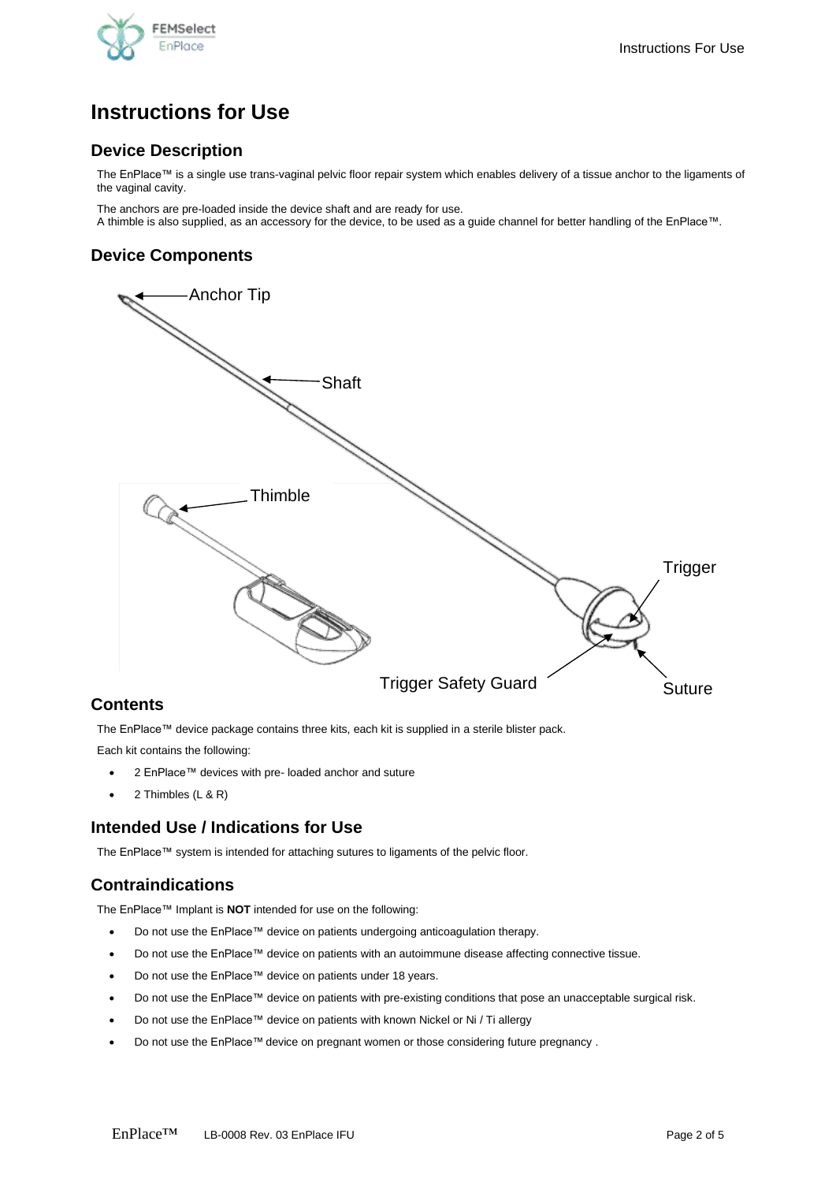# Instructions for Use

## Device Description

The EnPlace™ is a single use trans-vaginal pelvic floor repair system which enables delivery of a tissue anchor to the ligaments of the vaginal cavity.

The anchors are pre-loaded inside the device shaft and are ready for use.
A thimble is also supplied, as an accessory for the device, to be used as a guide channel for better handling of the EnPlace™.

## Device Components

Anchor Tip

Shaft

Thimble

Trigger

Trigger Safety Guard

Suture

## Contents

The EnPlace™ device package contains three kits, each kit is supplied in a sterile blister pack.

Each kit contains the following:

- 2 EnPlace™ devices with pre- loaded anchor and suture
- 2 Thimbles (L & R)

## Intended Use / Indications for Use

The EnPlace™ system is intended for attaching sutures to ligaments of the pelvic floor.

## Contraindications

The EnPlace™ Implant is **NOT** intended for use on the following:

- Do not use the EnPlace™ device on patients undergoing anticoagulation therapy.
- Do not use the EnPlace™ device on patients with an autoimmune disease affecting connective tissue.
- Do not use the EnPlace™ device on patients under 18 years.
- Do not use the EnPlace™ device on patients with pre-existing conditions that pose an unacceptable surgical risk.
- Do not use the EnPlace™ device on patients with known Nickel or Ni / Ti allergy
- Do not use the EnPlace™ device on pregnant women or those considering future pregnancy .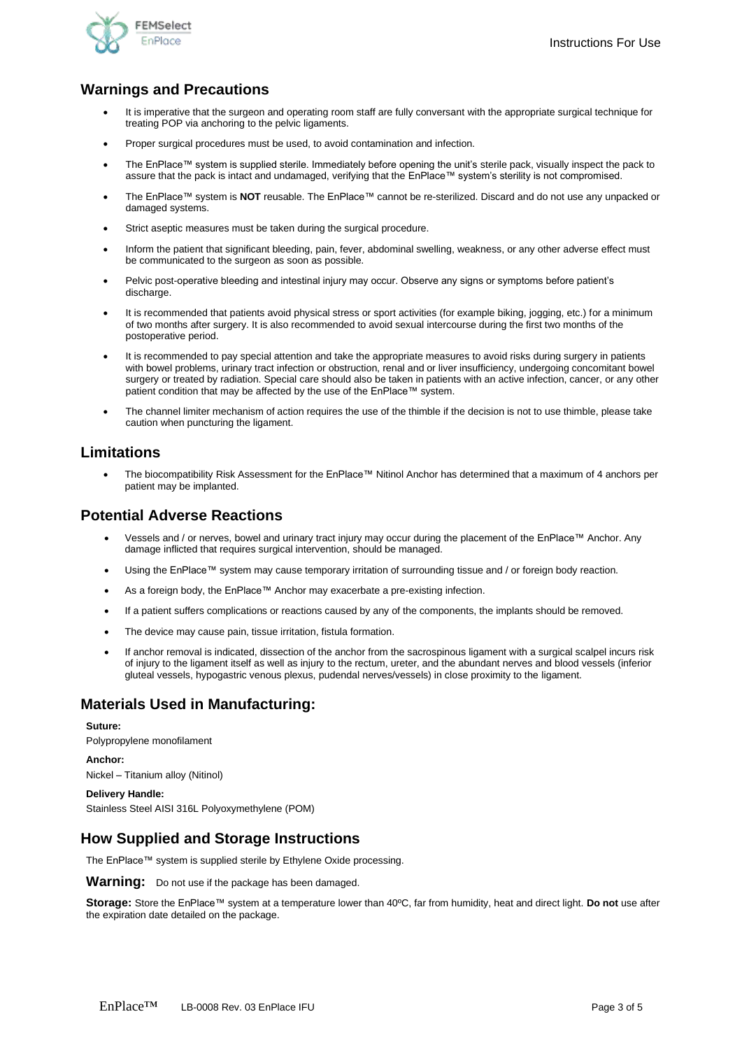## Warnings and Precautions

- It is imperative that the surgeon and operating room staff are fully conversant with the appropriate surgical technique for treating POP via anchoring to the pelvic ligaments.
- Proper surgical procedures must be used, to avoid contamination and infection.
- The EnPlace™ system is supplied sterile. Immediately before opening the unit's sterile pack, visually inspect the pack to assure that the pack is intact and undamaged, verifying that the EnPlace™ system's sterility is not compromised.
- The EnPlace™ system is **NOT** reusable. The EnPlace™ cannot be re-sterilized. Discard and do not use any unpacked or damaged systems.
- Strict aseptic measures must be taken during the surgical procedure.
- Inform the patient that significant bleeding, pain, fever, abdominal swelling, weakness, or any other adverse effect must be communicated to the surgeon as soon as possible.
- Pelvic post-operative bleeding and intestinal injury may occur. Observe any signs or symptoms before patient's discharge.
- It is recommended that patients avoid physical stress or sport activities (for example biking, jogging, etc.) for a minimum of two months after surgery. It is also recommended to avoid sexual intercourse during the first two months of the postoperative period.
- It is recommended to pay special attention and take the appropriate measures to avoid risks during surgery in patients with bowel problems, urinary tract infection or obstruction, renal and or liver insufficiency, undergoing concomitant bowel surgery or treated by radiation. Special care should also be taken in patients with an active infection, cancer, or any other patient condition that may be affected by the use of the EnPlace™ system.
- The channel limiter mechanism of action requires the use of the thimble if the decision is not to use thimble, please take caution when puncturing the ligament.

## Limitations

- The biocompatibility Risk Assessment for the EnPlace™ Nitinol Anchor has determined that a maximum of 4 anchors per patient may be implanted.

## Potential Adverse Reactions

- Vessels and / or nerves, bowel and urinary tract injury may occur during the placement of the EnPlace™ Anchor. Any damage inflicted that requires surgical intervention, should be managed.
- Using the EnPlace™ system may cause temporary irritation of surrounding tissue and / or foreign body reaction.
- As a foreign body, the EnPlace™ Anchor may exacerbate a pre-existing infection.
- If a patient suffers complications or reactions caused by any of the components, the implants should be removed.
- The device may cause pain, tissue irritation, fistula formation.
- If anchor removal is indicated, dissection of the anchor from the sacrospinous ligament with a surgical scalpel incurs risk of injury to the ligament itself as well as injury to the rectum, ureter, and the abundant nerves and blood vessels (inferior gluteal vessels, hypogastric venous plexus, pudendal nerves/vessels) in close proximity to the ligament.

## Materials Used in Manufacturing:

**Suture:**
Polypropylene monofilament

**Anchor:**
Nickel – Titanium alloy (Nitinol)

**Delivery Handle:**
Stainless Steel AISI 316L Polyoxymethylene (POM)

## How Supplied and Storage Instructions

The EnPlace™ system is supplied sterile by Ethylene Oxide processing.

**Warning:** Do not use if the package has been damaged.

**Storage:** Store the EnPlace™ system at a temperature lower than 40ºC, far from humidity, heat and direct light. **Do not** use after the expiration date detailed on the package.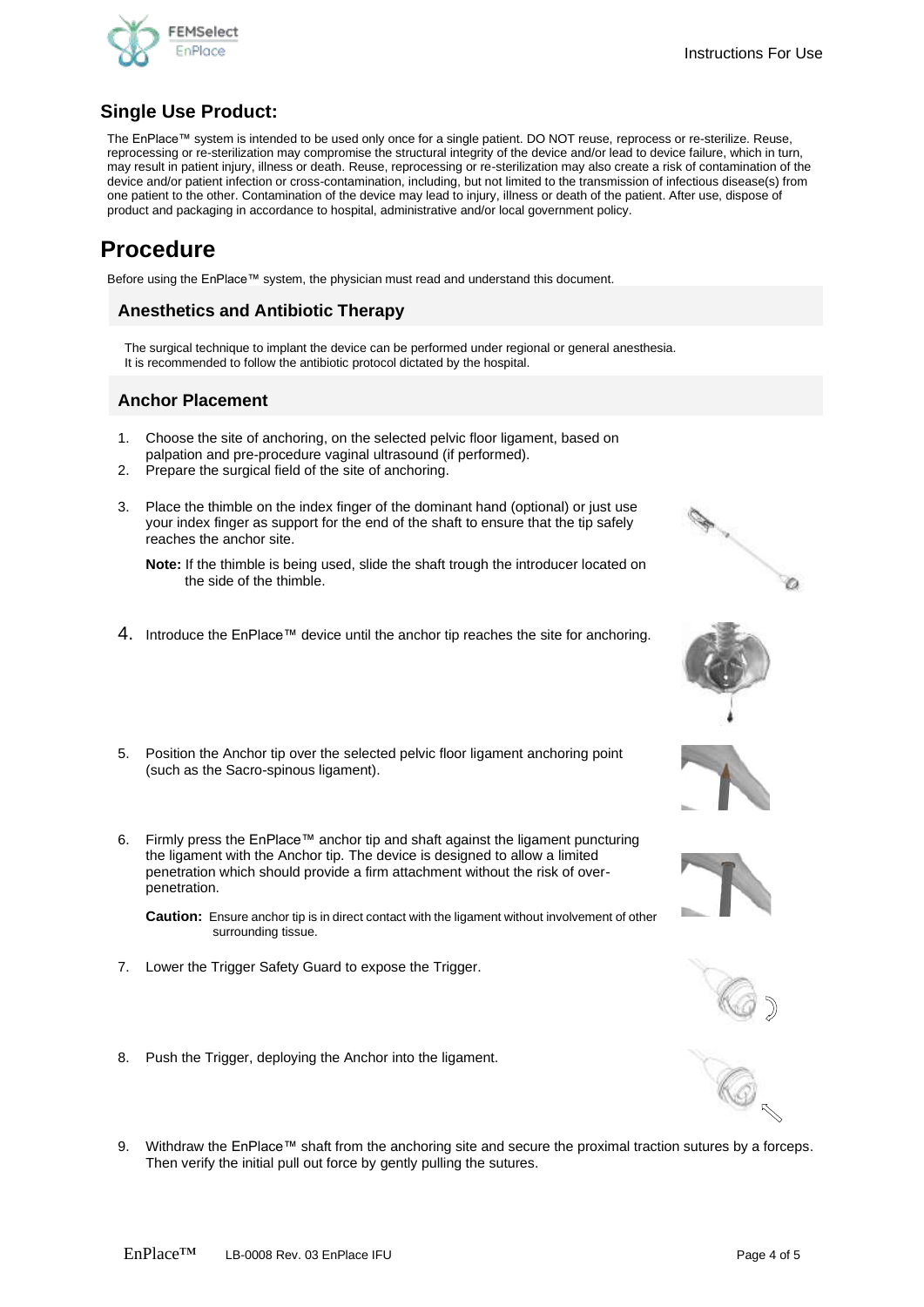## Single Use Product:

The EnPlace™ system is intended to be used only once for a single patient. DO NOT reuse, reprocess or re-sterilize. Reuse, reprocessing or re-sterilization may compromise the structural integrity of the device and/or lead to device failure, which in turn, may result in patient injury, illness or death. Reuse, reprocessing or re-sterilization may also create a risk of contamination of the device and/or patient infection or cross-contamination, including, but not limited to the transmission of infectious disease(s) from one patient to the other. Contamination of the device may lead to injury, illness or death of the patient. After use, dispose of product and packaging in accordance to hospital, administrative and/or local government policy.

# Procedure

Before using the EnPlace™ system, the physician must read and understand this document.

### Anesthetics and Antibiotic Therapy

The surgical technique to implant the device can be performed under regional or general anesthesia.
It is recommended to follow the antibiotic protocol dictated by the hospital.

### Anchor Placement

1. Choose the site of anchoring, on the selected pelvic floor ligament, based on palpation and pre-procedure vaginal ultrasound (if performed).
2. Prepare the surgical field of the site of anchoring.
3. Place the thimble on the index finger of the dominant hand (optional) or just use your index finger as support for the end of the shaft to ensure that the tip safely reaches the anchor site.

   **Note:** If the thimble is being used, slide the shaft trough the introducer located on the side of the thimble.

4. Introduce the EnPlace™ device until the anchor tip reaches the site for anchoring.
5. Position the Anchor tip over the selected pelvic floor ligament anchoring point (such as the Sacro-spinous ligament).
6. Firmly press the EnPlace™ anchor tip and shaft against the ligament puncturing the ligament with the Anchor tip. The device is designed to allow a limited penetration which should provide a firm attachment without the risk of over-penetration.

   **Caution:** Ensure anchor tip is in direct contact with the ligament without involvement of other surrounding tissue.

7. Lower the Trigger Safety Guard to expose the Trigger.
8. Push the Trigger, deploying the Anchor into the ligament.
9. Withdraw the EnPlace™ shaft from the anchoring site and secure the proximal traction sutures by a forceps. Then verify the initial pull out force by gently pulling the sutures.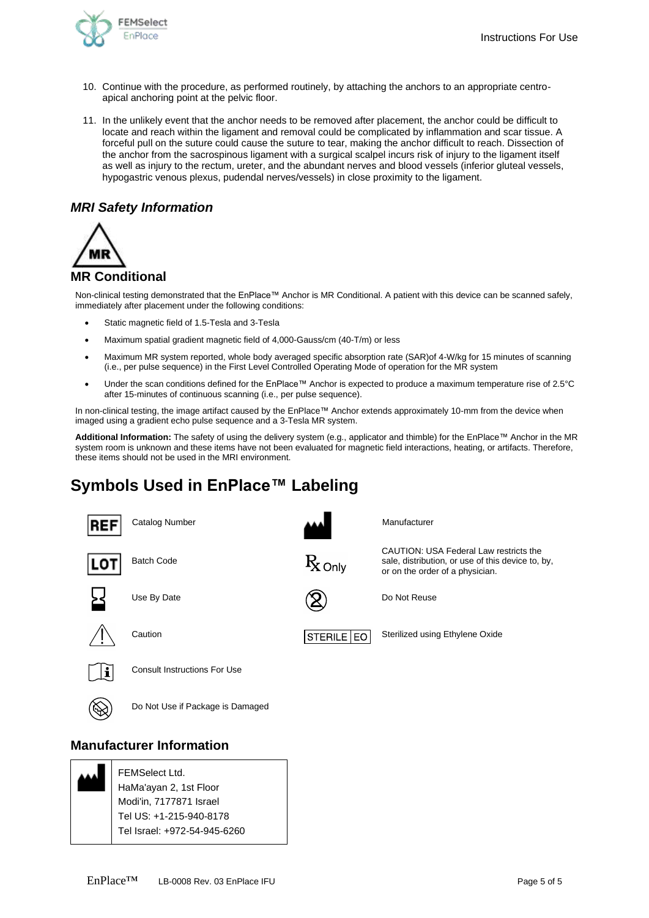10. Continue with the procedure, as performed routinely, by attaching the anchors to an appropriate centro-apical anchoring point at the pelvic floor.

11. In the unlikely event that the anchor needs to be removed after placement, the anchor could be difficult to locate and reach within the ligament and removal could be complicated by inflammation and scar tissue. A forceful pull on the suture could cause the suture to tear, making the anchor difficult to reach. Dissection of the anchor from the sacrospinous ligament with a surgical scalpel incurs risk of injury to the ligament itself as well as injury to the rectum, ureter, and the abundant nerves and blood vessels (inferior gluteal vessels, hypogastric venous plexus, pudendal nerves/vessels) in close proximity to the ligament.

## *MRI Safety Information*

MR

### MR Conditional

Non-clinical testing demonstrated that the EnPlace™ Anchor is MR Conditional. A patient with this device can be scanned safely, immediately after placement under the following conditions:

- Static magnetic field of 1.5-Tesla and 3-Tesla
- Maximum spatial gradient magnetic field of 4,000-Gauss/cm (40-T/m) or less
- Maximum MR system reported, whole body averaged specific absorption rate (SAR)of 4-W/kg for 15 minutes of scanning (i.e., per pulse sequence) in the First Level Controlled Operating Mode of operation for the MR system
- Under the scan conditions defined for the EnPlace™ Anchor is expected to produce a maximum temperature rise of 2.5°C after 15-minutes of continuous scanning (i.e., per pulse sequence).

In non-clinical testing, the image artifact caused by the EnPlace™ Anchor extends approximately 10-mm from the device when imaged using a gradient echo pulse sequence and a 3-Tesla MR system.

**Additional Information:** The safety of using the delivery system (e.g., applicator and thimble) for the EnPlace™ Anchor in the MR system room is unknown and these items have not been evaluated for magnetic field interactions, heating, or artifacts. Therefore, these items should not be used in the MRI environment.

# Symbols Used in EnPlace™ Labeling

| | | | |
|---|---|---|---|
| REF | Catalog Number | | Manufacturer |
| LOT | Batch Code | Rx Only | CAUTION: USA Federal Law restricts the sale, distribution, or use of this device to, by, or on the order of a physician. |
| | Use By Date | | Do Not Reuse |
| | Caution | STERILE EO | Sterilized using Ethylene Oxide |
| | Consult Instructions For Use | | |
| | Do Not Use if Package is Damaged | | |

## Manufacturer Information

FEMSelect Ltd.
HaMa'ayan 2, 1st Floor
Modi'in, 7177871 Israel
Tel US: +1-215-940-8178
Tel Israel: +972-54-945-6260